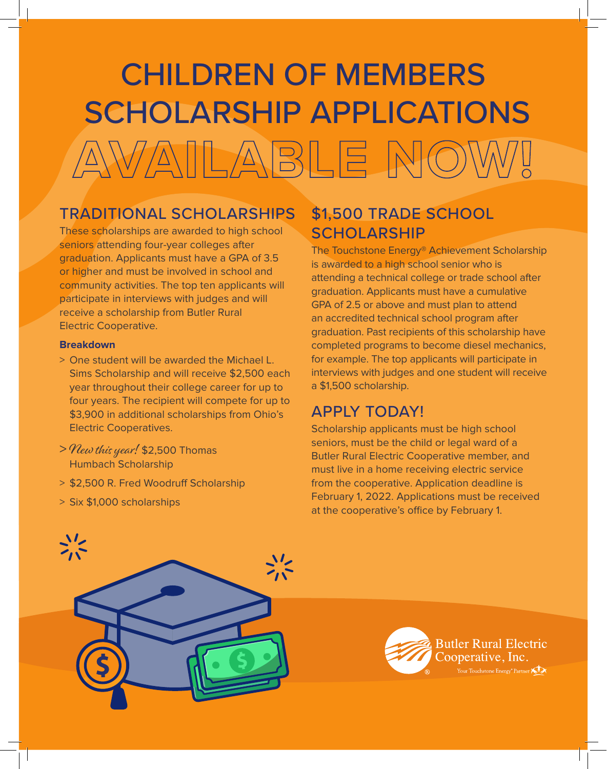# CHILDREN OF MEMBERS SCHOLARSHIP APPLICATIONS AVAILABLE NOW!

## TRADITIONAL SCHOLARSHIPS

These scholarships are awarded to high school seniors attending four-year colleges after graduation. Applicants must have a GPA of 3.5 or higher and must be involved in school and community activities. The top ten applicants will participate in interviews with judges and will receive a scholarship from Butler Rural Electric Cooperative.

**Breakdown**

> One student will be awarded the Michael L. Sims Scholarship and will receive $2,500 each year throughout their college career for up to four years. The recipient will compete for up to $3,900 in additional scholarships from Ohio's Electric Cooperatives.

> *New this year!* $2,500 Thomas Humbach Scholarship

> $2,500 R. Fred Woodruff Scholarship

> Six $1,000 scholarships

## $1,500 TRADE SCHOOL SCHOLARSHIP

The Touchstone Energy® Achievement Scholarship is awarded to a high school senior who is attending a technical college or trade school after graduation. Applicants must have a cumulative GPA of 2.5 or above and must plan to attend an accredited technical school program after graduation. Past recipients of this scholarship have completed programs to become diesel mechanics, for example. The top applicants will participate in interviews with judges and one student will receive a $1,500 scholarship.

## APPLY TODAY!

Scholarship applicants must be high school seniors, must be the child or legal ward of a Butler Rural Electric Cooperative member, and must live in a home receiving electric service from the cooperative. Application deadline is February 1, 2022. Applications must be received at the cooperative's office by February 1.

Butler Rural Electric Cooperative, Inc.
Your Touchstone Energy® Partner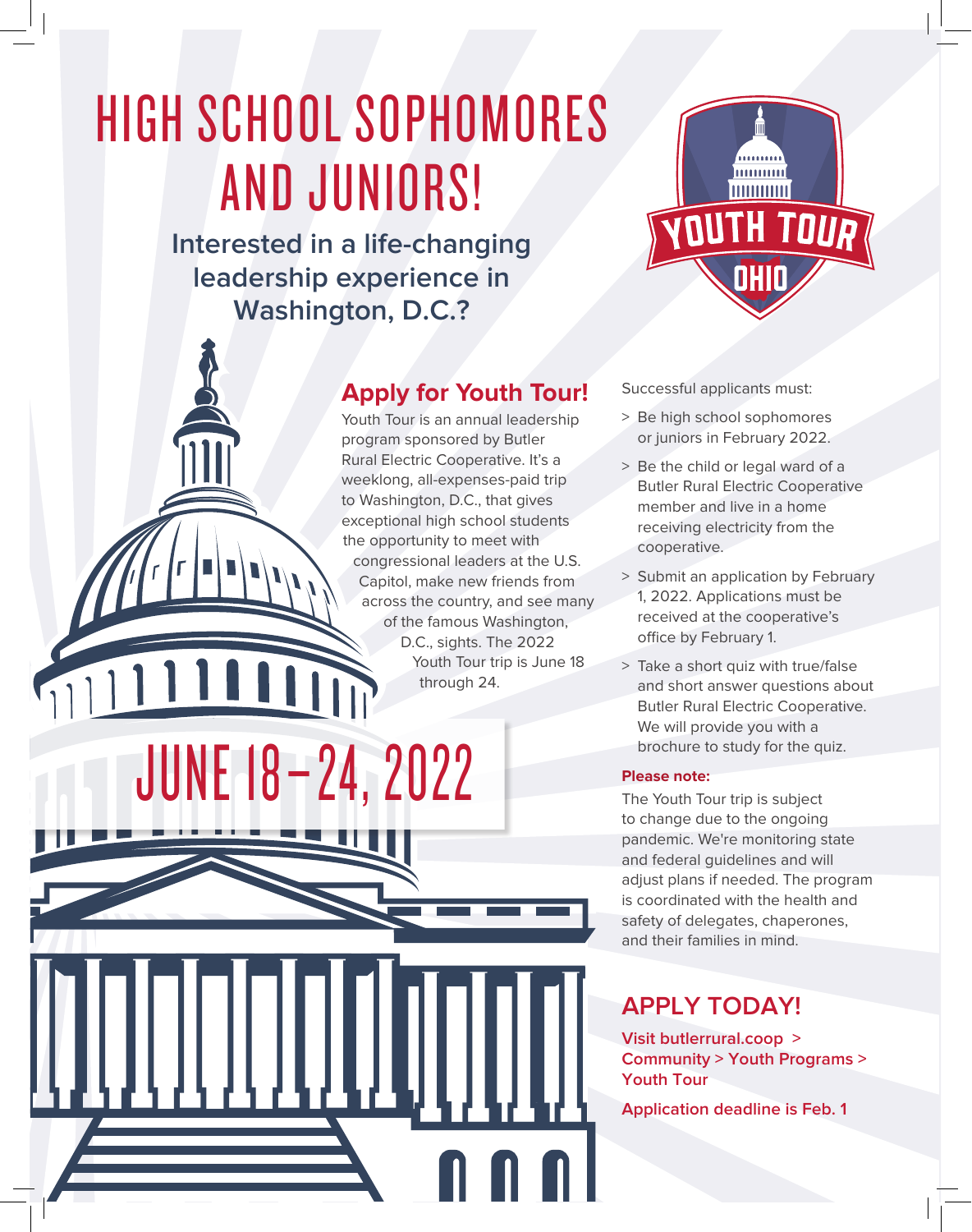# HIGH SCHOOL SOPHOMORES AND JUNIORS!

**Interested in a life-changing leadership experience in Washington, D.C.?**

YOUTH TOUR OHIO

## Apply for Youth Tour!

Youth Tour is an annual leadership program sponsored by Butler Rural Electric Cooperative. It's a weeklong, all-expenses-paid trip to Washington, D.C., that gives exceptional high school students the opportunity to meet with congressional leaders at the U.S. Capitol, make new friends from across the country, and see many of the famous Washington, D.C., sights. The 2022 Youth Tour trip is June 18 through 24.

# JUNE 18–24, 2022

Successful applicants must:

> Be high school sophomores or juniors in February 2022.

> Be the child or legal ward of a Butler Rural Electric Cooperative member and live in a home receiving electricity from the cooperative.

> Submit an application by February 1, 2022. Applications must be received at the cooperative's office by February 1.

> Take a short quiz with true/false and short answer questions about Butler Rural Electric Cooperative. We will provide you with a brochure to study for the quiz.

**Please note:**

The Youth Tour trip is subject to change due to the ongoing pandemic. We're monitoring state and federal guidelines and will adjust plans if needed. The program is coordinated with the health and safety of delegates, chaperones, and their families in mind.

## APPLY TODAY!

**Visit butlerrural.coop > Community > Youth Programs > Youth Tour**

**Application deadline is Feb. 1**